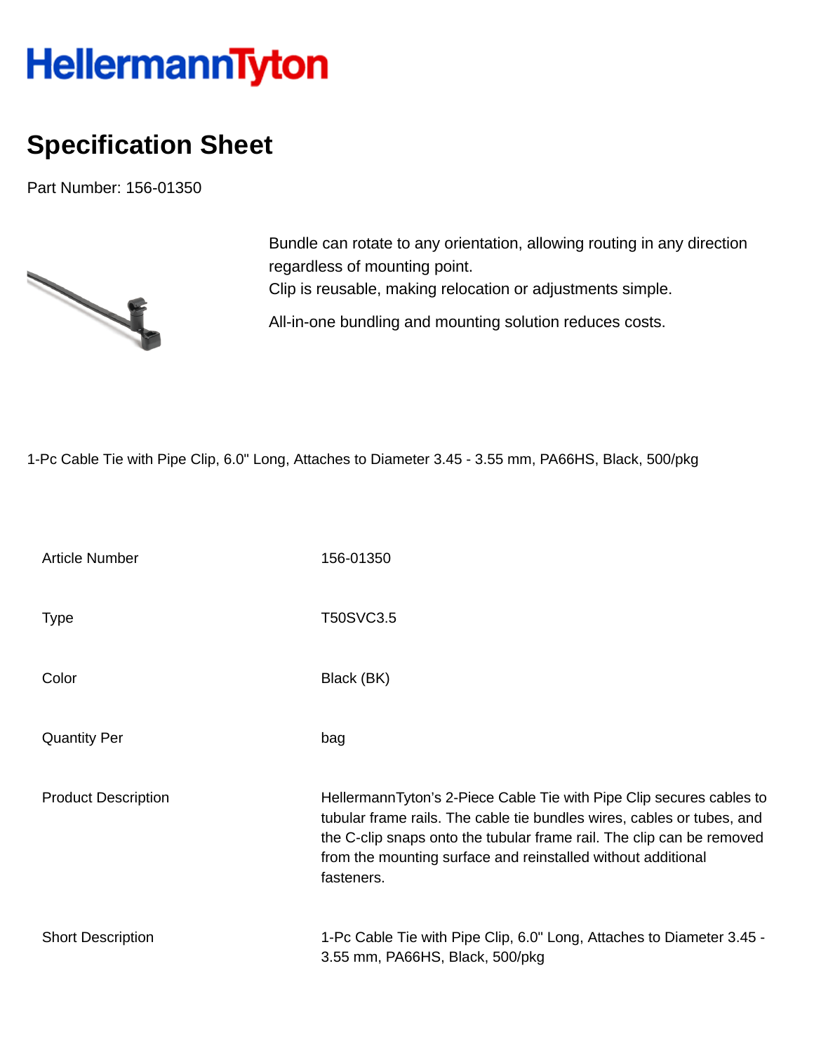HellermannTyton

# Specification Sheet

Part Number: 156-01350

Bundle can rotate to any orientation, allowing routing in any direction regardless of mounting point.
Clip is reusable, making relocation or adjustments simple.

All-in-one bundling and mounting solution reduces costs.

1-Pc Cable Tie with Pipe Clip, 6.0" Long, Attaches to Diameter 3.45 - 3.55 mm, PA66HS, Black, 500/pkg

| | |
|---|---|
| Article Number | 156-01350 |
| Type | T50SVC3.5 |
| Color | Black (BK) |
| Quantity Per | bag |
| Product Description | HellermannTyton's 2-Piece Cable Tie with Pipe Clip secures cables to tubular frame rails. The cable tie bundles wires, cables or tubes, and the C-clip snaps onto the tubular frame rail. The clip can be removed from the mounting surface and reinstalled without additional fasteners. |
| Short Description | 1-Pc Cable Tie with Pipe Clip, 6.0" Long, Attaches to Diameter 3.45 - 3.55 mm, PA66HS, Black, 500/pkg |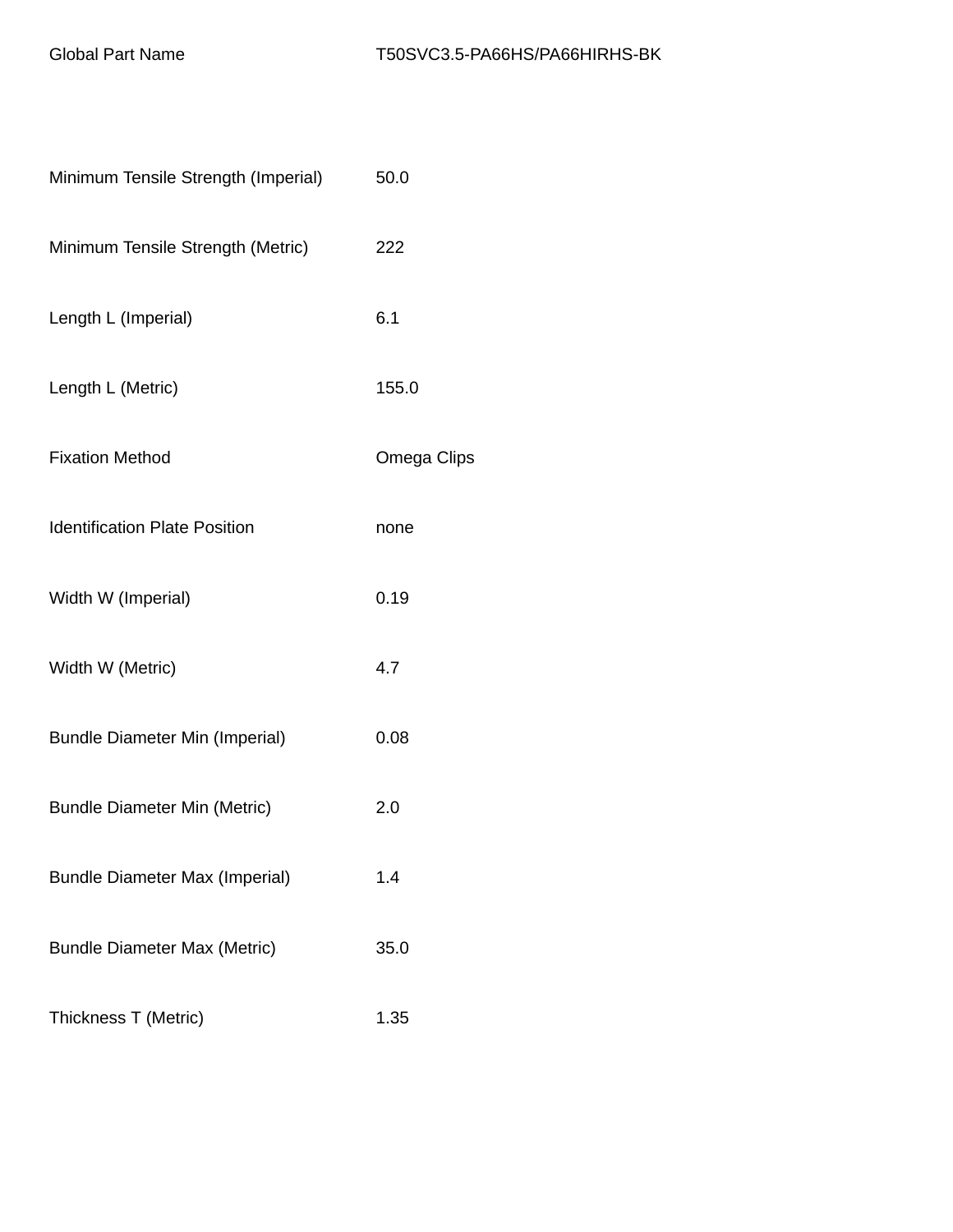| | |
|---|---|
| Global Part Name | T50SVC3.5-PA66HS/PA66HIRHS-BK |
| Minimum Tensile Strength (Imperial) | 50.0 |
| Minimum Tensile Strength (Metric) | 222 |
| Length L (Imperial) | 6.1 |
| Length L (Metric) | 155.0 |
| Fixation Method | Omega Clips |
| Identification Plate Position | none |
| Width W (Imperial) | 0.19 |
| Width W (Metric) | 4.7 |
| Bundle Diameter Min (Imperial) | 0.08 |
| Bundle Diameter Min (Metric) | 2.0 |
| Bundle Diameter Max (Imperial) | 1.4 |
| Bundle Diameter Max (Metric) | 35.0 |
| Thickness T (Metric) | 1.35 |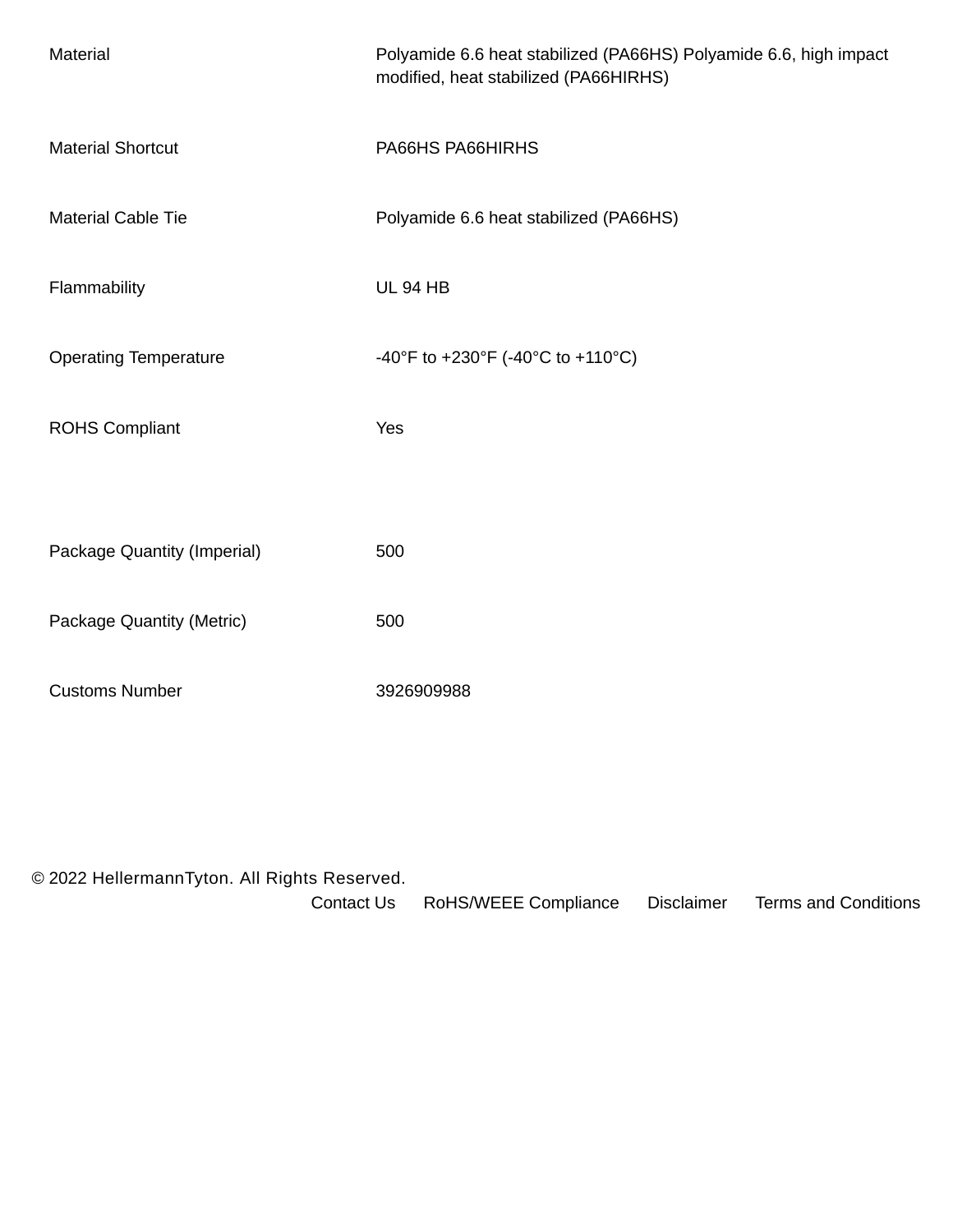| | |
|---|---|
| Material | Polyamide 6.6 heat stabilized (PA66HS) Polyamide 6.6, high impact modified, heat stabilized (PA66HIRHS) |
| Material Shortcut | PA66HS PA66HIRHS |
| Material Cable Tie | Polyamide 6.6 heat stabilized (PA66HS) |
| Flammability | UL 94 HB |
| Operating Temperature | -40°F to +230°F (-40°C to +110°C) |
| ROHS Compliant | Yes |

| | |
|---|---|
| Package Quantity (Imperial) | 500 |
| Package Quantity (Metric) | 500 |
| Customs Number | 3926909988 |

© 2022 HellermannTyton. All Rights Reserved.

Contact Us RoHS/WEEE Compliance Disclaimer Terms and Conditions